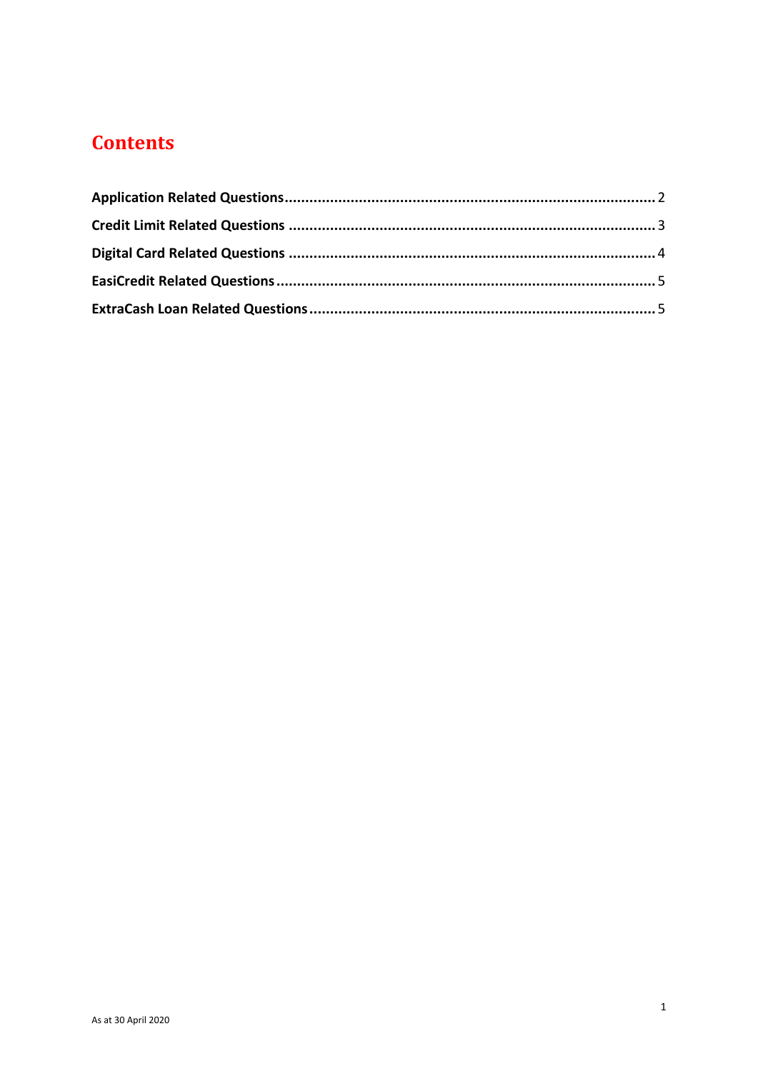# Contents

**Application Related Questions** .......... 2

**Credit Limit Related Questions** .......... 3

**Digital Card Related Questions** .......... 4

**EasiCredit Related Questions** .......... 5

**ExtraCash Loan Related Questions** .......... 5

As at 30 April 2020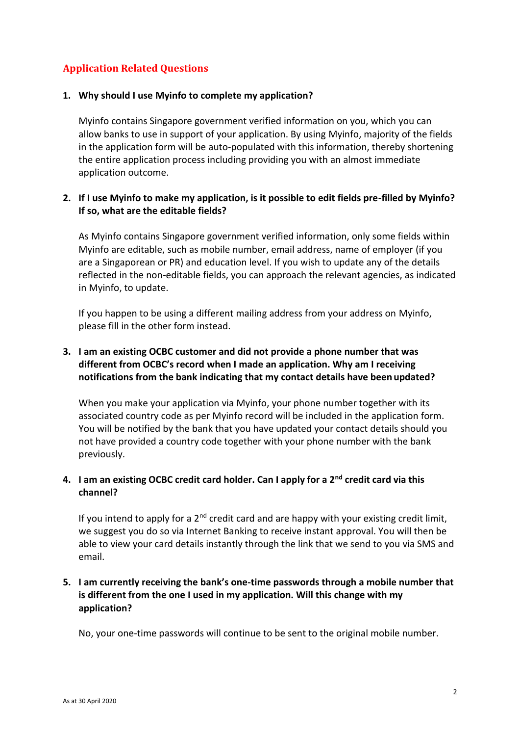## Application Related Questions

1. **Why should I use Myinfo to complete my application?**

   Myinfo contains Singapore government verified information on you, which you can allow banks to use in support of your application. By using Myinfo, majority of the fields in the application form will be auto-populated with this information, thereby shortening the entire application process including providing you with an almost immediate application outcome.

2. **If I use Myinfo to make my application, is it possible to edit fields pre-filled by Myinfo? If so, what are the editable fields?**

   As Myinfo contains Singapore government verified information, only some fields within Myinfo are editable, such as mobile number, email address, name of employer (if you are a Singaporean or PR) and education level. If you wish to update any of the details reflected in the non-editable fields, you can approach the relevant agencies, as indicated in Myinfo, to update.

   If you happen to be using a different mailing address from your address on Myinfo, please fill in the other form instead.

3. **I am an existing OCBC customer and did not provide a phone number that was different from OCBC's record when I made an application. Why am I receiving notifications from the bank indicating that my contact details have been updated?**

   When you make your application via Myinfo, your phone number together with its associated country code as per Myinfo record will be included in the application form. You will be notified by the bank that you have updated your contact details should you not have provided a country code together with your phone number with the bank previously.

4. **I am an existing OCBC credit card holder. Can I apply for a 2nd credit card via this channel?**

   If you intend to apply for a 2nd credit card and are happy with your existing credit limit, we suggest you do so via Internet Banking to receive instant approval. You will then be able to view your card details instantly through the link that we send to you via SMS and email.

5. **I am currently receiving the bank's one-time passwords through a mobile number that is different from the one I used in my application. Will this change with my application?**

   No, your one-time passwords will continue to be sent to the original mobile number.

As at 30 April 2020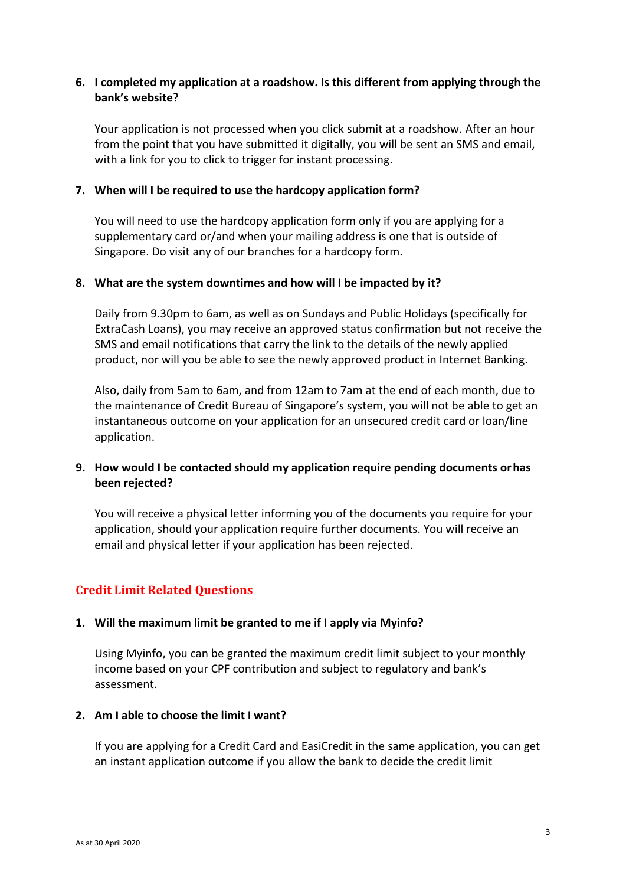6. **I completed my application at a roadshow. Is this different from applying through the bank's website?**

   Your application is not processed when you click submit at a roadshow. After an hour from the point that you have submitted it digitally, you will be sent an SMS and email, with a link for you to click to trigger for instant processing.

7. **When will I be required to use the hardcopy application form?**

   You will need to use the hardcopy application form only if you are applying for a supplementary card or/and when your mailing address is one that is outside of Singapore. Do visit any of our branches for a hardcopy form.

8. **What are the system downtimes and how will I be impacted by it?**

   Daily from 9.30pm to 6am, as well as on Sundays and Public Holidays (specifically for ExtraCash Loans), you may receive an approved status confirmation but not receive the SMS and email notifications that carry the link to the details of the newly applied product, nor will you be able to see the newly approved product in Internet Banking.

   Also, daily from 5am to 6am, and from 12am to 7am at the end of each month, due to the maintenance of Credit Bureau of Singapore's system, you will not be able to get an instantaneous outcome on your application for an unsecured credit card or loan/line application.

9. **How would I be contacted should my application require pending documents or has been rejected?**

   You will receive a physical letter informing you of the documents you require for your application, should your application require further documents. You will receive an email and physical letter if your application has been rejected.

## Credit Limit Related Questions

1. **Will the maximum limit be granted to me if I apply via Myinfo?**

   Using Myinfo, you can be granted the maximum credit limit subject to your monthly income based on your CPF contribution and subject to regulatory and bank's assessment.

2. **Am I able to choose the limit I want?**

   If you are applying for a Credit Card and EasiCredit in the same application, you can get an instant application outcome if you allow the bank to decide the credit limit

As at 30 April 2020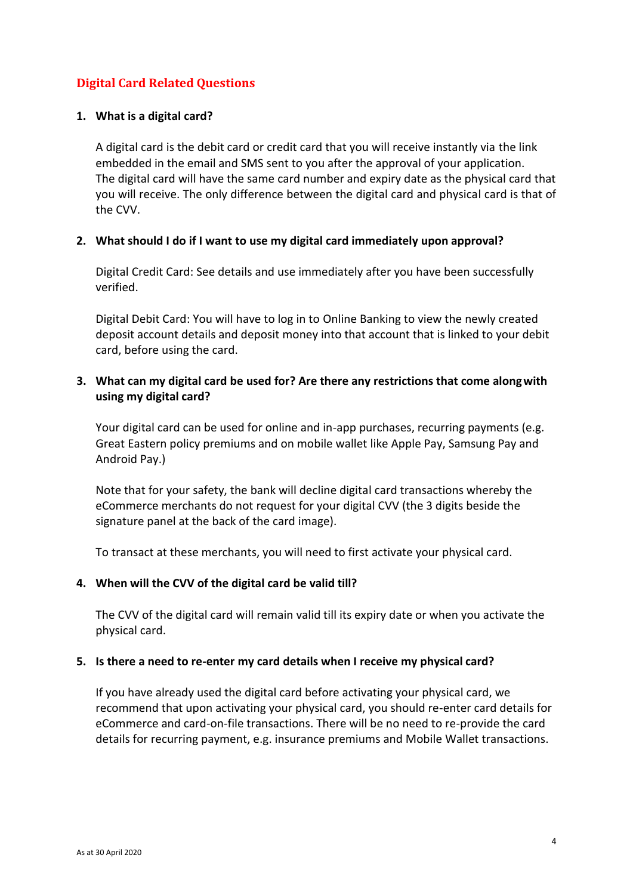## Digital Card Related Questions

1. **What is a digital card?**

   A digital card is the debit card or credit card that you will receive instantly via the link embedded in the email and SMS sent to you after the approval of your application. The digital card will have the same card number and expiry date as the physical card that you will receive. The only difference between the digital card and physical card is that of the CVV.

2. **What should I do if I want to use my digital card immediately upon approval?**

   Digital Credit Card: See details and use immediately after you have been successfully verified.

   Digital Debit Card: You will have to log in to Online Banking to view the newly created deposit account details and deposit money into that account that is linked to your debit card, before using the card.

3. **What can my digital card be used for? Are there any restrictions that come along with using my digital card?**

   Your digital card can be used for online and in-app purchases, recurring payments (e.g. Great Eastern policy premiums and on mobile wallet like Apple Pay, Samsung Pay and Android Pay.)

   Note that for your safety, the bank will decline digital card transactions whereby the eCommerce merchants do not request for your digital CVV (the 3 digits beside the signature panel at the back of the card image).

   To transact at these merchants, you will need to first activate your physical card.

4. **When will the CVV of the digital card be valid till?**

   The CVV of the digital card will remain valid till its expiry date or when you activate the physical card.

5. **Is there a need to re-enter my card details when I receive my physical card?**

   If you have already used the digital card before activating your physical card, we recommend that upon activating your physical card, you should re-enter card details for eCommerce and card-on-file transactions. There will be no need to re-provide the card details for recurring payment, e.g. insurance premiums and Mobile Wallet transactions.

As at 30 April 2020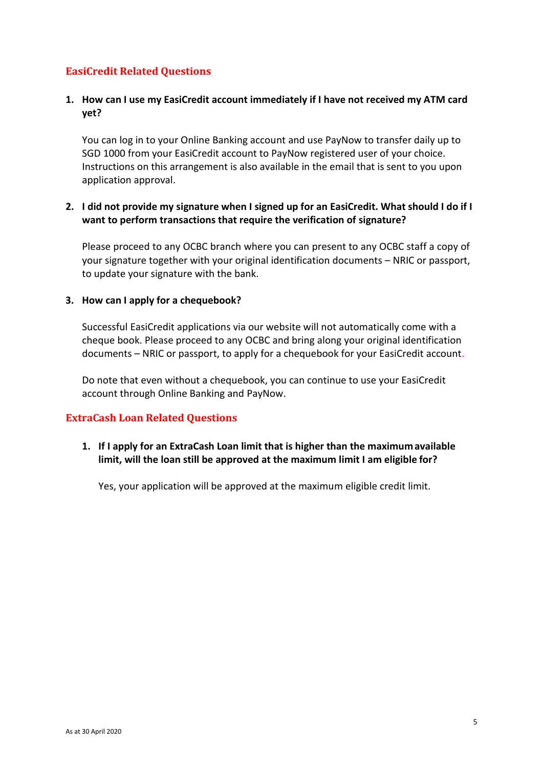## EasiCredit Related Questions

1. **How can I use my EasiCredit account immediately if I have not received my ATM card yet?**

   You can log in to your Online Banking account and use PayNow to transfer daily up to SGD 1000 from your EasiCredit account to PayNow registered user of your choice. Instructions on this arrangement is also available in the email that is sent to you upon application approval.

2. **I did not provide my signature when I signed up for an EasiCredit. What should I do if I want to perform transactions that require the verification of signature?**

   Please proceed to any OCBC branch where you can present to any OCBC staff a copy of your signature together with your original identification documents – NRIC or passport, to update your signature with the bank.

3. **How can I apply for a chequebook?**

   Successful EasiCredit applications via our website will not automatically come with a cheque book. Please proceed to any OCBC and bring along your original identification documents – NRIC or passport, to apply for a chequebook for your EasiCredit account.

   Do note that even without a chequebook, you can continue to use your EasiCredit account through Online Banking and PayNow.

## ExtraCash Loan Related Questions

1. **If I apply for an ExtraCash Loan limit that is higher than the maximum available limit, will the loan still be approved at the maximum limit I am eligible for?**

   Yes, your application will be approved at the maximum eligible credit limit.

As at 30 April 2020